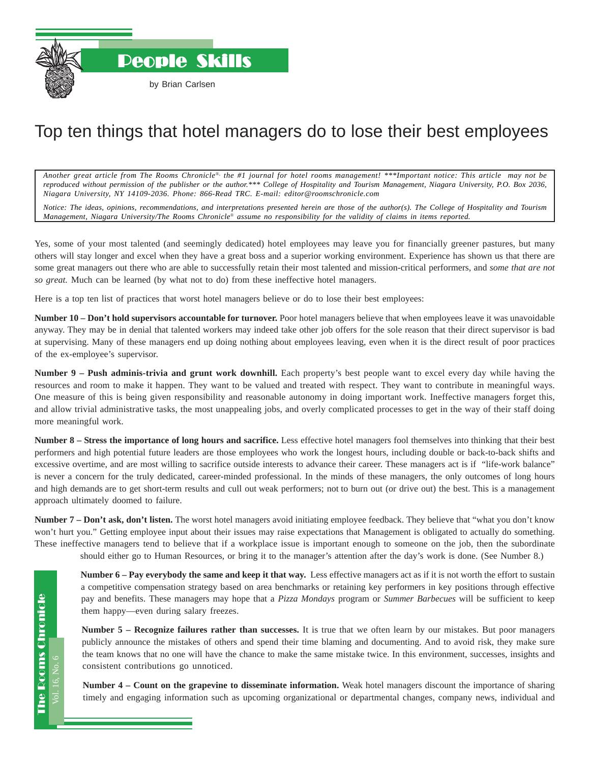People Skills

by Brian Carlsen

# Top ten things that hotel managers do to lose their best employees

*Another great article from The Rooms Chronicle®, the #1 journal for hotel rooms management! ***Important notice: This article may not be reproduced without permission of the publisher or the author.*** College of Hospitality and Tourism Management, Niagara University, P.O. Box 2036, Niagara University, NY 14109-2036. Phone: 866-Read TRC. E-mail: editor@roomschronicle.com*

*Notice: The ideas, opinions, recommendations, and interpretations presented herein are those of the author(s). The College of Hospitality and Tourism Management, Niagara University/The Rooms Chronicle® assume no responsibility for the validity of claims in items reported.*

Yes, some of your most talented (and seemingly dedicated) hotel employees may leave you for financially greener pastures, but many others will stay longer and excel when they have a great boss and a superior working environment. Experience has shown us that there are some great managers out there who are able to successfully retain their most talented and mission-critical performers, and *some that are not so great.* Much can be learned (by what not to do) from these ineffective hotel managers.

Here is a top ten list of practices that worst hotel managers believe or do to lose their best employees:

**Number 10 – Don't hold supervisors accountable for turnover.** Poor hotel managers believe that when employees leave it was unavoidable anyway. They may be in denial that talented workers may indeed take other job offers for the sole reason that their direct supervisor is bad at supervising. Many of these managers end up doing nothing about employees leaving, even when it is the direct result of poor practices of the ex-employee's supervisor.

**Number 9 – Push adminis-trivia and grunt work downhill.** Each property's best people want to excel every day while having the resources and room to make it happen. They want to be valued and treated with respect. They want to contribute in meaningful ways. One measure of this is being given responsibility and reasonable autonomy in doing important work. Ineffective managers forget this, and allow trivial administrative tasks, the most unappealing jobs, and overly complicated processes to get in the way of their staff doing more meaningful work.

**Number 8 – Stress the importance of long hours and sacrifice.** Less effective hotel managers fool themselves into thinking that their best performers and high potential future leaders are those employees who work the longest hours, including double or back-to-back shifts and excessive overtime, and are most willing to sacrifice outside interests to advance their career. These managers act is if "life-work balance" is never a concern for the truly dedicated, career-minded professional. In the minds of these managers, the only outcomes of long hours and high demands are to get short-term results and cull out weak performers; not to burn out (or drive out) the best. This is a management approach ultimately doomed to failure.

**Number 7 – Don't ask, don't listen.** The worst hotel managers avoid initiating employee feedback. They believe that "what you don't know won't hurt you." Getting employee input about their issues may raise expectations that Management is obligated to actually do something. These ineffective managers tend to believe that if a workplace issue is important enough to someone on the job, then the subordinate should either go to Human Resources, or bring it to the manager's attention after the day's work is done. (See Number 8.)

**Number 6 – Pay everybody the same and keep it that way.** Less effective managers act as if it is not worth the effort to sustain a competitive compensation strategy based on area benchmarks or retaining key performers in key positions through effective pay and benefits. These managers may hope that a *Pizza Mondays* program or *Summer Barbecues* will be sufficient to keep them happy—even during salary freezes.

**Number 5 – Recognize failures rather than successes.** It is true that we often learn by our mistakes. But poor managers publicly announce the mistakes of others and spend their time blaming and documenting. And to avoid risk, they make sure the team knows that no one will have the chance to make the same mistake twice. In this environment, successes, insights and consistent contributions go unnoticed.

**Number 4 – Count on the grapevine to disseminate information.** Weak hotel managers discount the importance of sharing timely and engaging information such as upcoming organizational or departmental changes, company news, individual and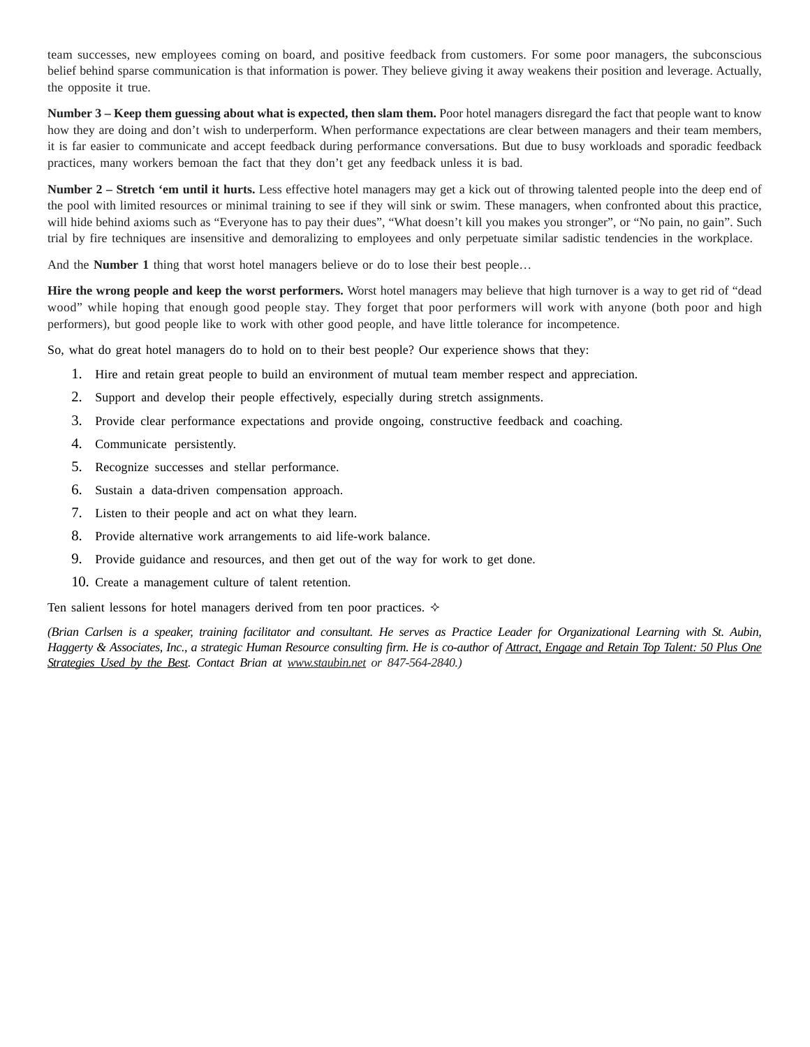team successes, new employees coming on board, and positive feedback from customers. For some poor managers, the subconscious belief behind sparse communication is that information is power. They believe giving it away weakens their position and leverage. Actually, the opposite it true.

**Number 3 – Keep them guessing about what is expected, then slam them.** Poor hotel managers disregard the fact that people want to know how they are doing and don't wish to underperform. When performance expectations are clear between managers and their team members, it is far easier to communicate and accept feedback during performance conversations. But due to busy workloads and sporadic feedback practices, many workers bemoan the fact that they don't get any feedback unless it is bad.

**Number 2 – Stretch 'em until it hurts.** Less effective hotel managers may get a kick out of throwing talented people into the deep end of the pool with limited resources or minimal training to see if they will sink or swim. These managers, when confronted about this practice, will hide behind axioms such as "Everyone has to pay their dues", "What doesn't kill you makes you stronger", or "No pain, no gain". Such trial by fire techniques are insensitive and demoralizing to employees and only perpetuate similar sadistic tendencies in the workplace.

And the **Number 1** thing that worst hotel managers believe or do to lose their best people…

**Hire the wrong people and keep the worst performers.** Worst hotel managers may believe that high turnover is a way to get rid of "dead wood" while hoping that enough good people stay. They forget that poor performers will work with anyone (both poor and high performers), but good people like to work with other good people, and have little tolerance for incompetence.

So, what do great hotel managers do to hold on to their best people? Our experience shows that they:

1. Hire and retain great people to build an environment of mutual team member respect and appreciation.
2. Support and develop their people effectively, especially during stretch assignments.
3. Provide clear performance expectations and provide ongoing, constructive feedback and coaching.
4. Communicate persistently.
5. Recognize successes and stellar performance.
6. Sustain a data-driven compensation approach.
7. Listen to their people and act on what they learn.
8. Provide alternative work arrangements to aid life-work balance.
9. Provide guidance and resources, and then get out of the way for work to get done.
10. Create a management culture of talent retention.

Ten salient lessons for hotel managers derived from ten poor practices. ✧

*(Brian Carlsen is a speaker, training facilitator and consultant. He serves as Practice Leader for Organizational Learning with St. Aubin, Haggerty & Associates, Inc., a strategic Human Resource consulting firm. He is co-author of Attract, Engage and Retain Top Talent: 50 Plus One Strategies Used by the Best. Contact Brian at www.staubin.net or 847-564-2840.)*